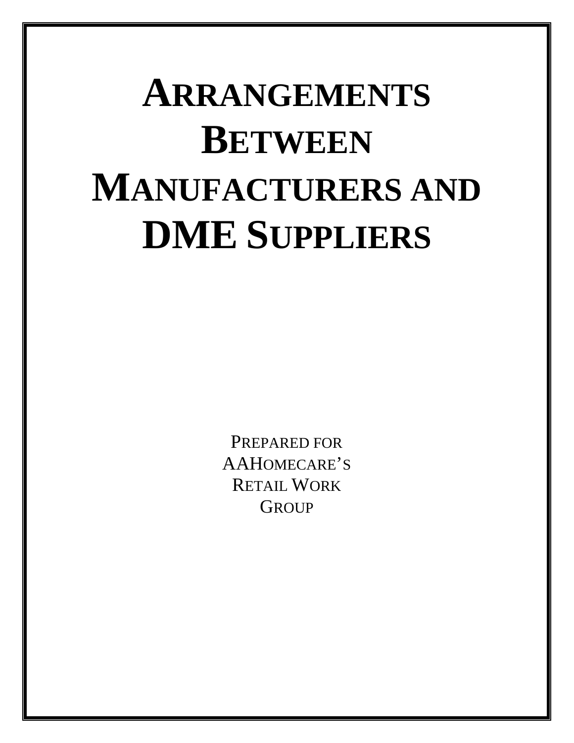# Arrangements Between Manufacturers and DME Suppliers

Prepared for AAHomecare's Retail Work Group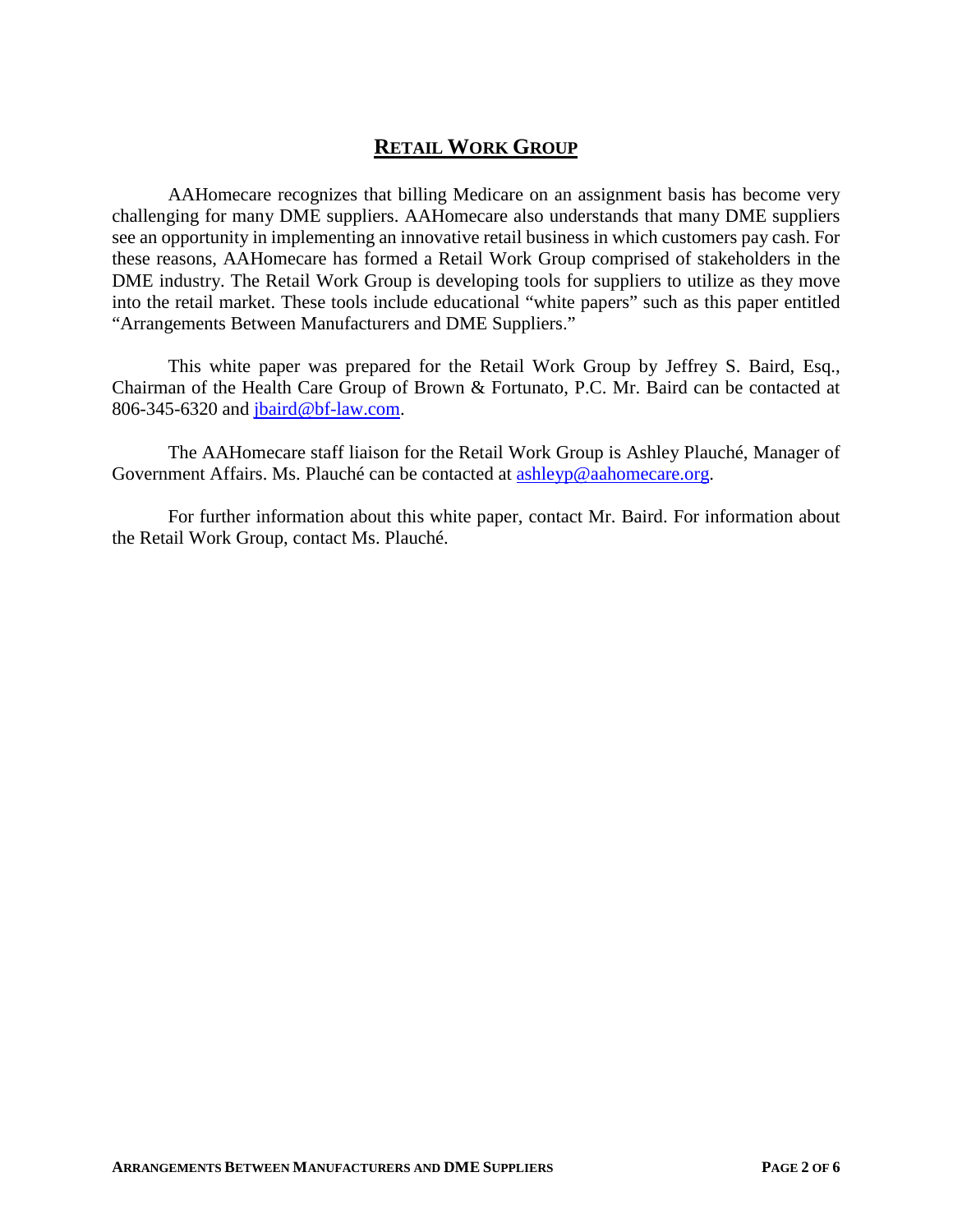## RETAIL WORK GROUP

AAHomecare recognizes that billing Medicare on an assignment basis has become very challenging for many DME suppliers. AAHomecare also understands that many DME suppliers see an opportunity in implementing an innovative retail business in which customers pay cash. For these reasons, AAHomecare has formed a Retail Work Group comprised of stakeholders in the DME industry. The Retail Work Group is developing tools for suppliers to utilize as they move into the retail market. These tools include educational "white papers" such as this paper entitled "Arrangements Between Manufacturers and DME Suppliers."

This white paper was prepared for the Retail Work Group by Jeffrey S. Baird, Esq., Chairman of the Health Care Group of Brown & Fortunato, P.C. Mr. Baird can be contacted at 806-345-6320 and jbaird@bf-law.com.

The AAHomecare staff liaison for the Retail Work Group is Ashley Plauché, Manager of Government Affairs. Ms. Plauché can be contacted at ashleyp@aahomecare.org.

For further information about this white paper, contact Mr. Baird. For information about the Retail Work Group, contact Ms. Plauché.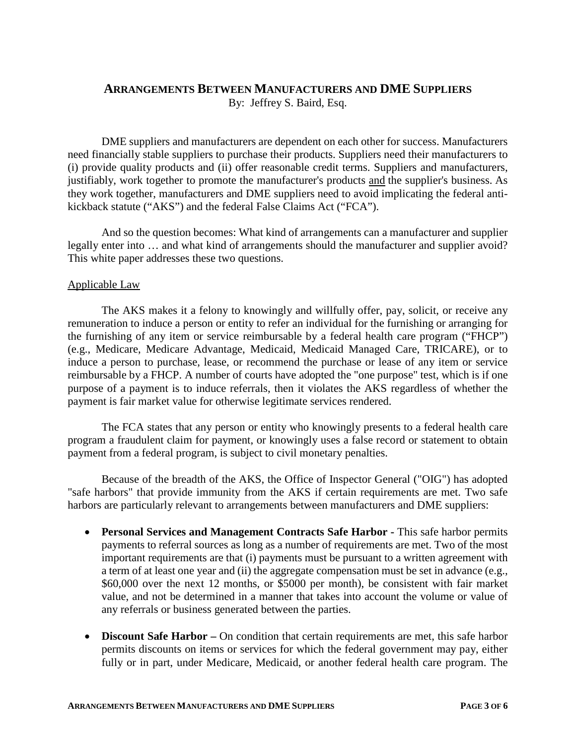# Arrangements Between Manufacturers and DME Suppliers

By: Jeffrey S. Baird, Esq.

DME suppliers and manufacturers are dependent on each other for success. Manufacturers need financially stable suppliers to purchase their products. Suppliers need their manufacturers to (i) provide quality products and (ii) offer reasonable credit terms. Suppliers and manufacturers, justifiably, work together to promote the manufacturer's products and the supplier's business. As they work together, manufacturers and DME suppliers need to avoid implicating the federal anti-kickback statute ("AKS") and the federal False Claims Act ("FCA").

And so the question becomes: What kind of arrangements can a manufacturer and supplier legally enter into … and what kind of arrangements should the manufacturer and supplier avoid? This white paper addresses these two questions.

## Applicable Law

The AKS makes it a felony to knowingly and willfully offer, pay, solicit, or receive any remuneration to induce a person or entity to refer an individual for the furnishing or arranging for the furnishing of any item or service reimbursable by a federal health care program ("FHCP") (e.g., Medicare, Medicare Advantage, Medicaid, Medicaid Managed Care, TRICARE), or to induce a person to purchase, lease, or recommend the purchase or lease of any item or service reimbursable by a FHCP. A number of courts have adopted the "one purpose" test, which is if one purpose of a payment is to induce referrals, then it violates the AKS regardless of whether the payment is fair market value for otherwise legitimate services rendered.

The FCA states that any person or entity who knowingly presents to a federal health care program a fraudulent claim for payment, or knowingly uses a false record or statement to obtain payment from a federal program, is subject to civil monetary penalties.

Because of the breadth of the AKS, the Office of Inspector General ("OIG") has adopted "safe harbors" that provide immunity from the AKS if certain requirements are met. Two safe harbors are particularly relevant to arrangements between manufacturers and DME suppliers:

- **Personal Services and Management Contracts Safe Harbor -** This safe harbor permits payments to referral sources as long as a number of requirements are met. Two of the most important requirements are that (i) payments must be pursuant to a written agreement with a term of at least one year and (ii) the aggregate compensation must be set in advance (e.g., $60,000 over the next 12 months, or $5000 per month), be consistent with fair market value, and not be determined in a manner that takes into account the volume or value of any referrals or business generated between the parties.

- **Discount Safe Harbor –** On condition that certain requirements are met, this safe harbor permits discounts on items or services for which the federal government may pay, either fully or in part, under Medicare, Medicaid, or another federal health care program. The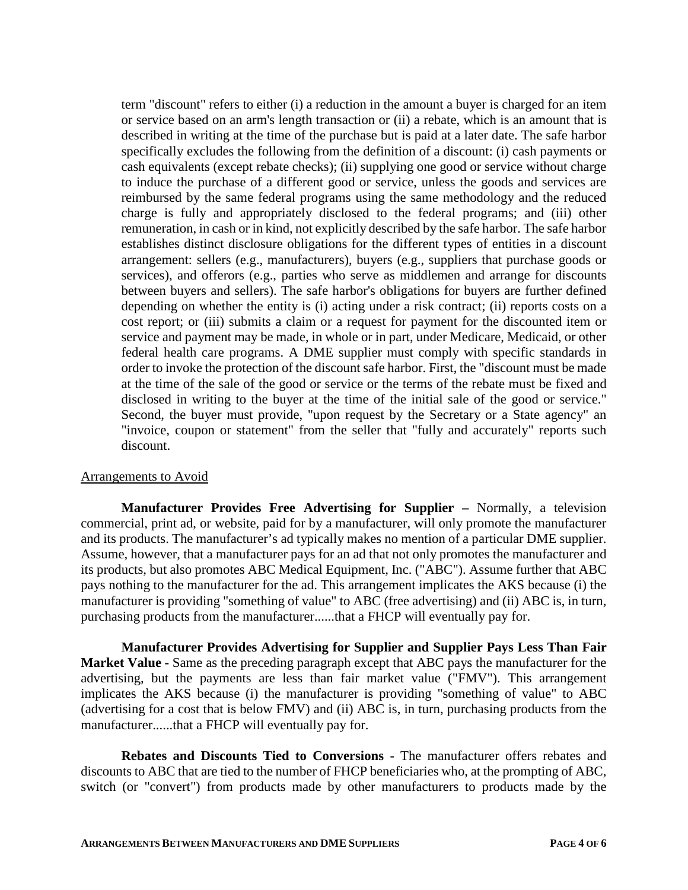term "discount" refers to either (i) a reduction in the amount a buyer is charged for an item or service based on an arm's length transaction or (ii) a rebate, which is an amount that is described in writing at the time of the purchase but is paid at a later date. The safe harbor specifically excludes the following from the definition of a discount: (i) cash payments or cash equivalents (except rebate checks); (ii) supplying one good or service without charge to induce the purchase of a different good or service, unless the goods and services are reimbursed by the same federal programs using the same methodology and the reduced charge is fully and appropriately disclosed to the federal programs; and (iii) other remuneration, in cash or in kind, not explicitly described by the safe harbor. The safe harbor establishes distinct disclosure obligations for the different types of entities in a discount arrangement: sellers (e.g., manufacturers), buyers (e.g., suppliers that purchase goods or services), and offerors (e.g., parties who serve as middlemen and arrange for discounts between buyers and sellers). The safe harbor's obligations for buyers are further defined depending on whether the entity is (i) acting under a risk contract; (ii) reports costs on a cost report; or (iii) submits a claim or a request for payment for the discounted item or service and payment may be made, in whole or in part, under Medicare, Medicaid, or other federal health care programs. A DME supplier must comply with specific standards in order to invoke the protection of the discount safe harbor. First, the "discount must be made at the time of the sale of the good or service or the terms of the rebate must be fixed and disclosed in writing to the buyer at the time of the initial sale of the good or service." Second, the buyer must provide, "upon request by the Secretary or a State agency" an "invoice, coupon or statement" from the seller that "fully and accurately" reports such discount.

Arrangements to Avoid

**Manufacturer Provides Free Advertising for Supplier –** Normally, a television commercial, print ad, or website, paid for by a manufacturer, will only promote the manufacturer and its products. The manufacturer's ad typically makes no mention of a particular DME supplier. Assume, however, that a manufacturer pays for an ad that not only promotes the manufacturer and its products, but also promotes ABC Medical Equipment, Inc. ("ABC"). Assume further that ABC pays nothing to the manufacturer for the ad. This arrangement implicates the AKS because (i) the manufacturer is providing "something of value" to ABC (free advertising) and (ii) ABC is, in turn, purchasing products from the manufacturer......that a FHCP will eventually pay for.

**Manufacturer Provides Advertising for Supplier and Supplier Pays Less Than Fair Market Value -** Same as the preceding paragraph except that ABC pays the manufacturer for the advertising, but the payments are less than fair market value ("FMV"). This arrangement implicates the AKS because (i) the manufacturer is providing "something of value" to ABC (advertising for a cost that is below FMV) and (ii) ABC is, in turn, purchasing products from the manufacturer......that a FHCP will eventually pay for.

**Rebates and Discounts Tied to Conversions -** The manufacturer offers rebates and discounts to ABC that are tied to the number of FHCP beneficiaries who, at the prompting of ABC, switch (or "convert") from products made by other manufacturers to products made by the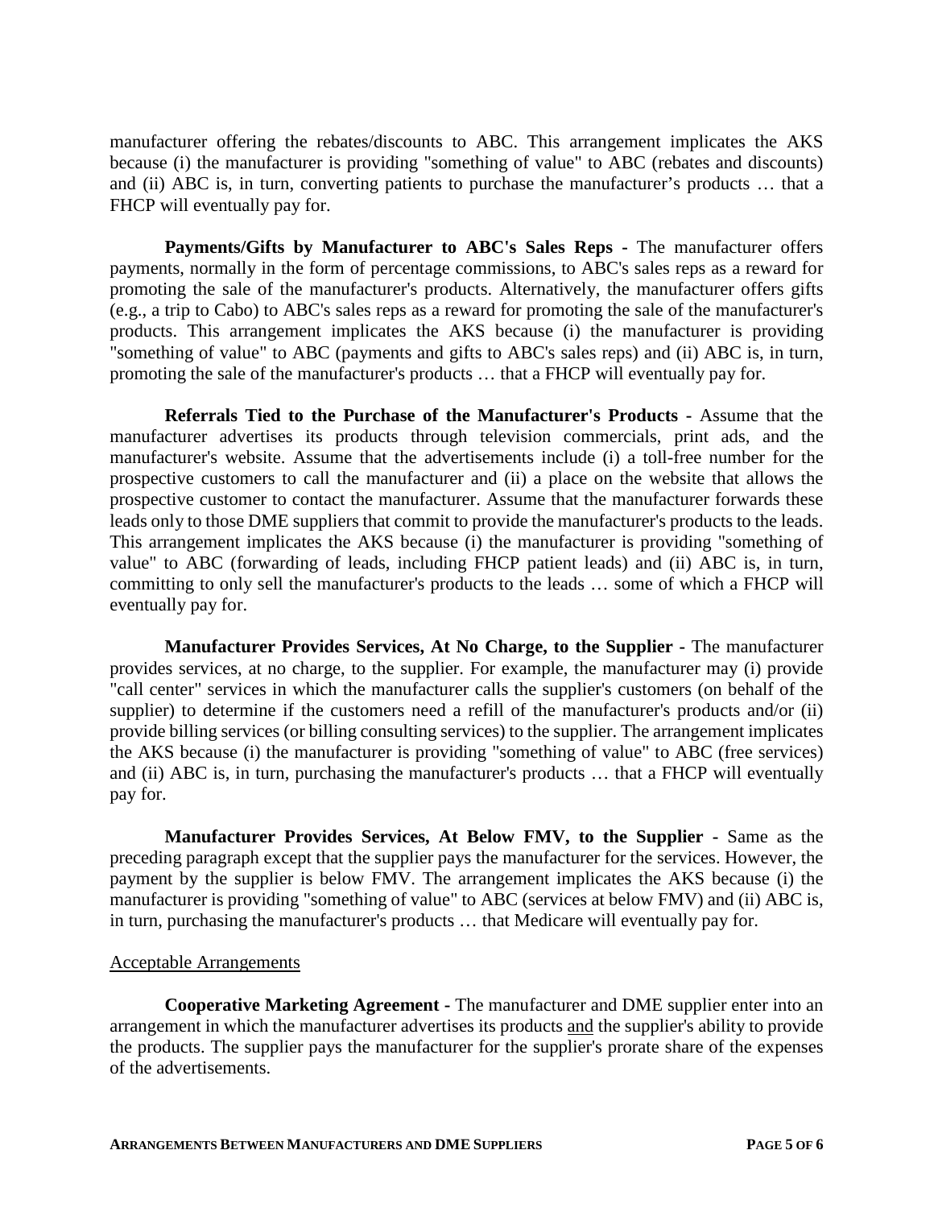manufacturer offering the rebates/discounts to ABC. This arrangement implicates the AKS because (i) the manufacturer is providing "something of value" to ABC (rebates and discounts) and (ii) ABC is, in turn, converting patients to purchase the manufacturer's products … that a FHCP will eventually pay for.

**Payments/Gifts by Manufacturer to ABC's Sales Reps -** The manufacturer offers payments, normally in the form of percentage commissions, to ABC's sales reps as a reward for promoting the sale of the manufacturer's products. Alternatively, the manufacturer offers gifts (e.g., a trip to Cabo) to ABC's sales reps as a reward for promoting the sale of the manufacturer's products. This arrangement implicates the AKS because (i) the manufacturer is providing "something of value" to ABC (payments and gifts to ABC's sales reps) and (ii) ABC is, in turn, promoting the sale of the manufacturer's products … that a FHCP will eventually pay for.

**Referrals Tied to the Purchase of the Manufacturer's Products -** Assume that the manufacturer advertises its products through television commercials, print ads, and the manufacturer's website. Assume that the advertisements include (i) a toll-free number for the prospective customers to call the manufacturer and (ii) a place on the website that allows the prospective customer to contact the manufacturer. Assume that the manufacturer forwards these leads only to those DME suppliers that commit to provide the manufacturer's products to the leads. This arrangement implicates the AKS because (i) the manufacturer is providing "something of value" to ABC (forwarding of leads, including FHCP patient leads) and (ii) ABC is, in turn, committing to only sell the manufacturer's products to the leads … some of which a FHCP will eventually pay for.

**Manufacturer Provides Services, At No Charge, to the Supplier -** The manufacturer provides services, at no charge, to the supplier. For example, the manufacturer may (i) provide "call center" services in which the manufacturer calls the supplier's customers (on behalf of the supplier) to determine if the customers need a refill of the manufacturer's products and/or (ii) provide billing services (or billing consulting services) to the supplier. The arrangement implicates the AKS because (i) the manufacturer is providing "something of value" to ABC (free services) and (ii) ABC is, in turn, purchasing the manufacturer's products … that a FHCP will eventually pay for.

**Manufacturer Provides Services, At Below FMV, to the Supplier -** Same as the preceding paragraph except that the supplier pays the manufacturer for the services. However, the payment by the supplier is below FMV. The arrangement implicates the AKS because (i) the manufacturer is providing "something of value" to ABC (services at below FMV) and (ii) ABC is, in turn, purchasing the manufacturer's products … that Medicare will eventually pay for.

Acceptable Arrangements

**Cooperative Marketing Agreement -** The manufacturer and DME supplier enter into an arrangement in which the manufacturer advertises its products and the supplier's ability to provide the products. The supplier pays the manufacturer for the supplier's prorate share of the expenses of the advertisements.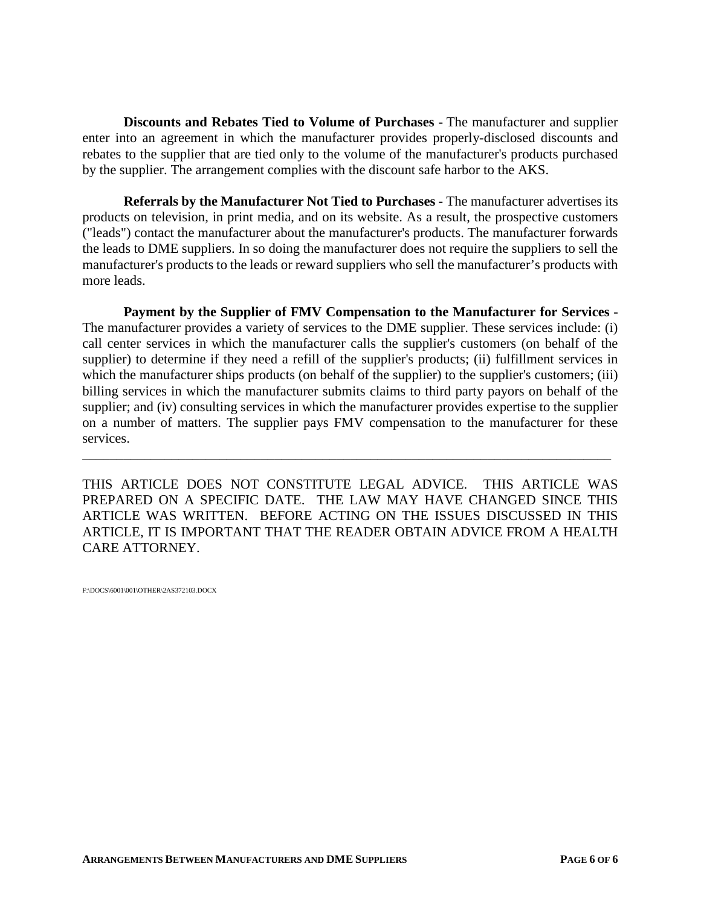**Discounts and Rebates Tied to Volume of Purchases -** The manufacturer and supplier enter into an agreement in which the manufacturer provides properly-disclosed discounts and rebates to the supplier that are tied only to the volume of the manufacturer's products purchased by the supplier. The arrangement complies with the discount safe harbor to the AKS.

**Referrals by the Manufacturer Not Tied to Purchases -** The manufacturer advertises its products on television, in print media, and on its website. As a result, the prospective customers ("leads") contact the manufacturer about the manufacturer's products. The manufacturer forwards the leads to DME suppliers. In so doing the manufacturer does not require the suppliers to sell the manufacturer's products to the leads or reward suppliers who sell the manufacturer's products with more leads.

**Payment by the Supplier of FMV Compensation to the Manufacturer for Services -** The manufacturer provides a variety of services to the DME supplier. These services include: (i) call center services in which the manufacturer calls the supplier's customers (on behalf of the supplier) to determine if they need a refill of the supplier's products; (ii) fulfillment services in which the manufacturer ships products (on behalf of the supplier) to the supplier's customers; (iii) billing services in which the manufacturer submits claims to third party payors on behalf of the supplier; and (iv) consulting services in which the manufacturer provides expertise to the supplier on a number of matters. The supplier pays FMV compensation to the manufacturer for these services.

---

THIS ARTICLE DOES NOT CONSTITUTE LEGAL ADVICE. THIS ARTICLE WAS PREPARED ON A SPECIFIC DATE. THE LAW MAY HAVE CHANGED SINCE THIS ARTICLE WAS WRITTEN. BEFORE ACTING ON THE ISSUES DISCUSSED IN THIS ARTICLE, IT IS IMPORTANT THAT THE READER OBTAIN ADVICE FROM A HEALTH CARE ATTORNEY.

F:\DOCS\6001\001\OTHER\2AS372103.DOCX